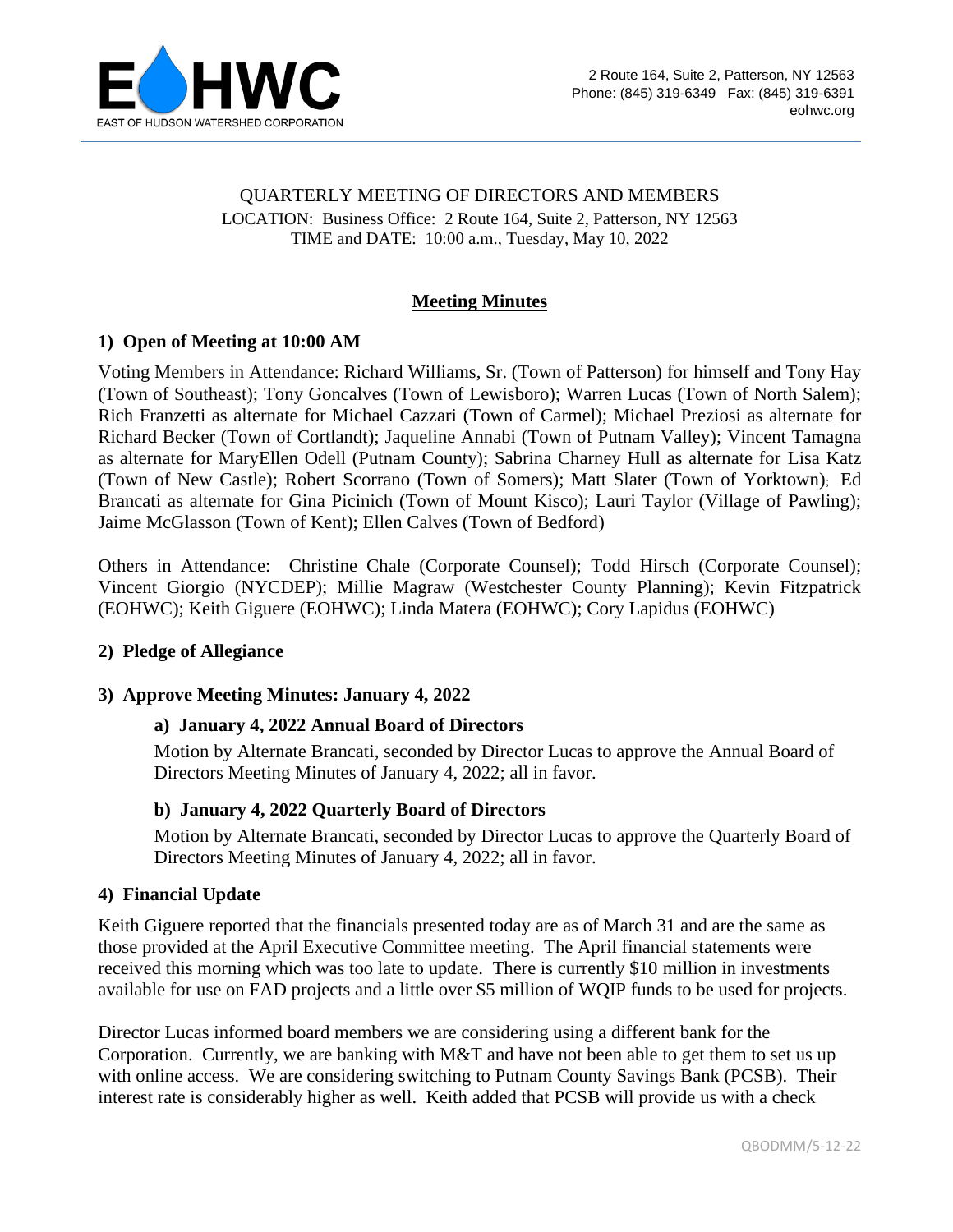EAST OF HUDSON WATERSHED CORPORATION

2 Route 164, Suite 2, Patterson, NY 12563
Phone: (845) 319-6349 Fax: (845) 319-6391
eohwc.org

QUARTERLY MEETING OF DIRECTORS AND MEMBERS
LOCATION: Business Office: 2 Route 164, Suite 2, Patterson, NY 12563
TIME and DATE: 10:00 a.m., Tuesday, May 10, 2022

## Meeting Minutes

### 1) Open of Meeting at 10:00 AM

Voting Members in Attendance: Richard Williams, Sr. (Town of Patterson) for himself and Tony Hay (Town of Southeast); Tony Goncalves (Town of Lewisboro); Warren Lucas (Town of North Salem); Rich Franzetti as alternate for Michael Cazzari (Town of Carmel); Michael Preziosi as alternate for Richard Becker (Town of Cortlandt); Jaqueline Annabi (Town of Putnam Valley); Vincent Tamagna as alternate for MaryEllen Odell (Putnam County); Sabrina Charney Hull as alternate for Lisa Katz (Town of New Castle); Robert Scorrano (Town of Somers); Matt Slater (Town of Yorktown); Ed Brancati as alternate for Gina Picinich (Town of Mount Kisco); Lauri Taylor (Village of Pawling); Jaime McGlasson (Town of Kent); Ellen Calves (Town of Bedford)

Others in Attendance: Christine Chale (Corporate Counsel); Todd Hirsch (Corporate Counsel); Vincent Giorgio (NYCDEP); Millie Magraw (Westchester County Planning); Kevin Fitzpatrick (EOHWC); Keith Giguere (EOHWC); Linda Matera (EOHWC); Cory Lapidus (EOHWC)

### 2) Pledge of Allegiance

### 3) Approve Meeting Minutes: January 4, 2022

#### a) January 4, 2022 Annual Board of Directors

Motion by Alternate Brancati, seconded by Director Lucas to approve the Annual Board of Directors Meeting Minutes of January 4, 2022; all in favor.

#### b) January 4, 2022 Quarterly Board of Directors

Motion by Alternate Brancati, seconded by Director Lucas to approve the Quarterly Board of Directors Meeting Minutes of January 4, 2022; all in favor.

### 4) Financial Update

Keith Giguere reported that the financials presented today are as of March 31 and are the same as those provided at the April Executive Committee meeting. The April financial statements were received this morning which was too late to update. There is currently \$10 million in investments available for use on FAD projects and a little over \$5 million of WQIP funds to be used for projects.

Director Lucas informed board members we are considering using a different bank for the Corporation. Currently, we are banking with M&T and have not been able to get them to set us up with online access. We are considering switching to Putnam County Savings Bank (PCSB). Their interest rate is considerably higher as well. Keith added that PCSB will provide us with a check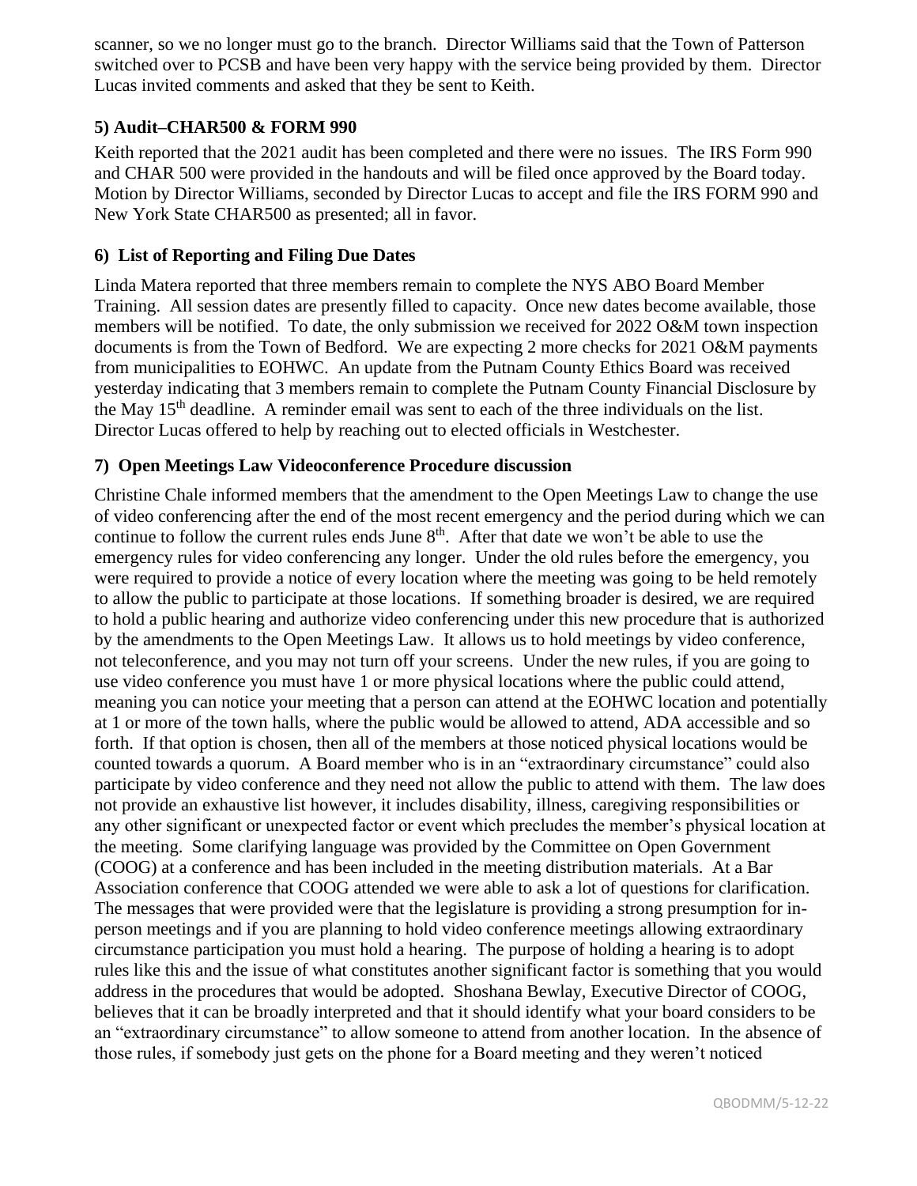scanner, so we no longer must go to the branch. Director Williams said that the Town of Patterson switched over to PCSB and have been very happy with the service being provided by them. Director Lucas invited comments and asked that they be sent to Keith.

### 5) Audit–CHAR500 & FORM 990

Keith reported that the 2021 audit has been completed and there were no issues. The IRS Form 990 and CHAR 500 were provided in the handouts and will be filed once approved by the Board today. Motion by Director Williams, seconded by Director Lucas to accept and file the IRS FORM 990 and New York State CHAR500 as presented; all in favor.

### 6) List of Reporting and Filing Due Dates

Linda Matera reported that three members remain to complete the NYS ABO Board Member Training. All session dates are presently filled to capacity. Once new dates become available, those members will be notified. To date, the only submission we received for 2022 O&M town inspection documents is from the Town of Bedford. We are expecting 2 more checks for 2021 O&M payments from municipalities to EOHWC. An update from the Putnam County Ethics Board was received yesterday indicating that 3 members remain to complete the Putnam County Financial Disclosure by the May 15th deadline. A reminder email was sent to each of the three individuals on the list. Director Lucas offered to help by reaching out to elected officials in Westchester.

### 7) Open Meetings Law Videoconference Procedure discussion

Christine Chale informed members that the amendment to the Open Meetings Law to change the use of video conferencing after the end of the most recent emergency and the period during which we can continue to follow the current rules ends June 8th. After that date we won't be able to use the emergency rules for video conferencing any longer. Under the old rules before the emergency, you were required to provide a notice of every location where the meeting was going to be held remotely to allow the public to participate at those locations. If something broader is desired, we are required to hold a public hearing and authorize video conferencing under this new procedure that is authorized by the amendments to the Open Meetings Law. It allows us to hold meetings by video conference, not teleconference, and you may not turn off your screens. Under the new rules, if you are going to use video conference you must have 1 or more physical locations where the public could attend, meaning you can notice your meeting that a person can attend at the EOHWC location and potentially at 1 or more of the town halls, where the public would be allowed to attend, ADA accessible and so forth. If that option is chosen, then all of the members at those noticed physical locations would be counted towards a quorum. A Board member who is in an "extraordinary circumstance" could also participate by video conference and they need not allow the public to attend with them. The law does not provide an exhaustive list however, it includes disability, illness, caregiving responsibilities or any other significant or unexpected factor or event which precludes the member's physical location at the meeting. Some clarifying language was provided by the Committee on Open Government (COOG) at a conference and has been included in the meeting distribution materials. At a Bar Association conference that COOG attended we were able to ask a lot of questions for clarification. The messages that were provided were that the legislature is providing a strong presumption for in-person meetings and if you are planning to hold video conference meetings allowing extraordinary circumstance participation you must hold a hearing. The purpose of holding a hearing is to adopt rules like this and the issue of what constitutes another significant factor is something that you would address in the procedures that would be adopted. Shoshana Bewlay, Executive Director of COOG, believes that it can be broadly interpreted and that it should identify what your board considers to be an "extraordinary circumstance" to allow someone to attend from another location. In the absence of those rules, if somebody just gets on the phone for a Board meeting and they weren't noticed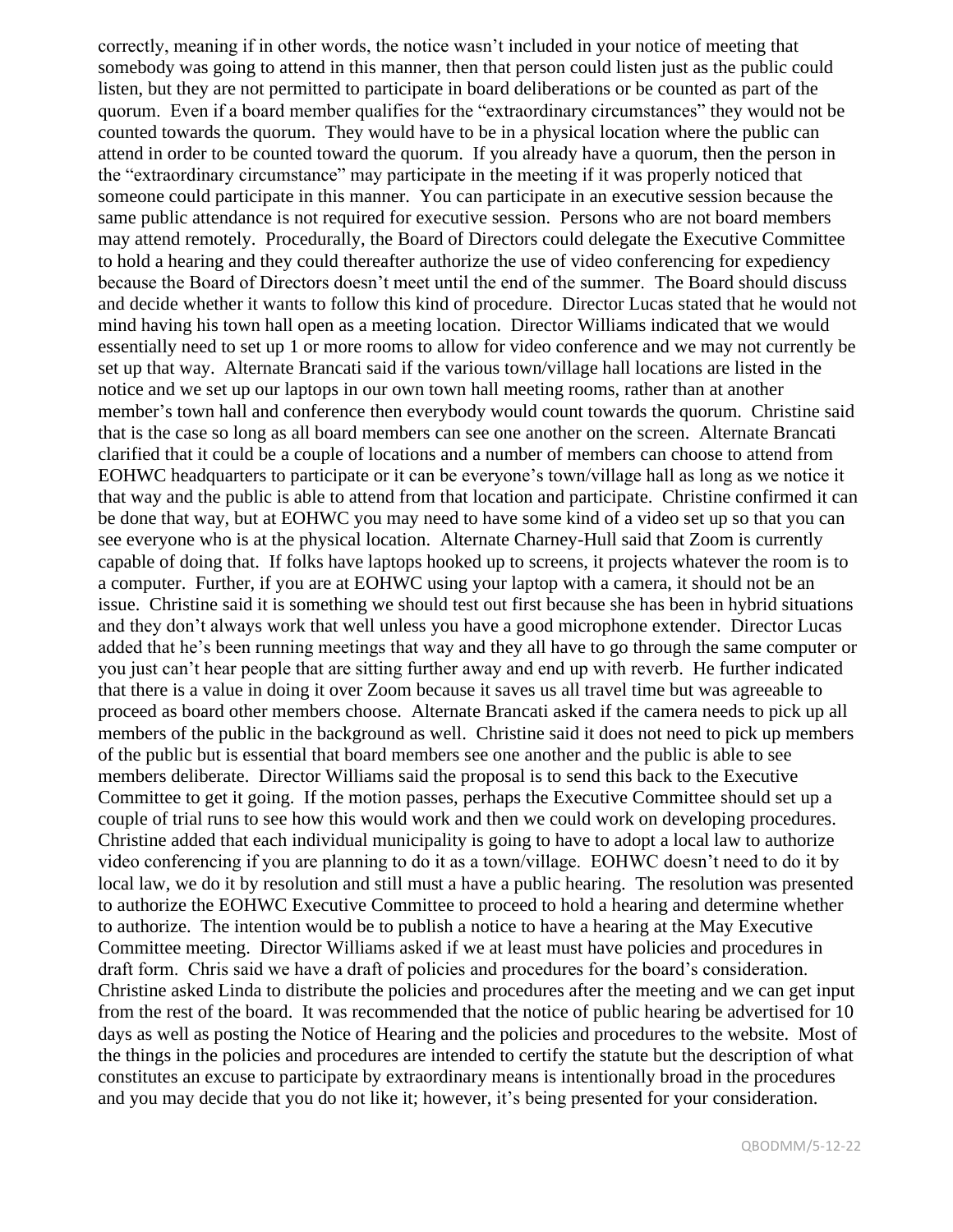correctly, meaning if in other words, the notice wasn't included in your notice of meeting that somebody was going to attend in this manner, then that person could listen just as the public could listen, but they are not permitted to participate in board deliberations or be counted as part of the quorum. Even if a board member qualifies for the "extraordinary circumstances" they would not be counted towards the quorum. They would have to be in a physical location where the public can attend in order to be counted toward the quorum. If you already have a quorum, then the person in the "extraordinary circumstance" may participate in the meeting if it was properly noticed that someone could participate in this manner. You can participate in an executive session because the same public attendance is not required for executive session. Persons who are not board members may attend remotely. Procedurally, the Board of Directors could delegate the Executive Committee to hold a hearing and they could thereafter authorize the use of video conferencing for expediency because the Board of Directors doesn't meet until the end of the summer. The Board should discuss and decide whether it wants to follow this kind of procedure. Director Lucas stated that he would not mind having his town hall open as a meeting location. Director Williams indicated that we would essentially need to set up 1 or more rooms to allow for video conference and we may not currently be set up that way. Alternate Brancati said if the various town/village hall locations are listed in the notice and we set up our laptops in our own town hall meeting rooms, rather than at another member's town hall and conference then everybody would count towards the quorum. Christine said that is the case so long as all board members can see one another on the screen. Alternate Brancati clarified that it could be a couple of locations and a number of members can choose to attend from EOHWC headquarters to participate or it can be everyone's town/village hall as long as we notice it that way and the public is able to attend from that location and participate. Christine confirmed it can be done that way, but at EOHWC you may need to have some kind of a video set up so that you can see everyone who is at the physical location. Alternate Charney-Hull said that Zoom is currently capable of doing that. If folks have laptops hooked up to screens, it projects whatever the room is to a computer. Further, if you are at EOHWC using your laptop with a camera, it should not be an issue. Christine said it is something we should test out first because she has been in hybrid situations and they don't always work that well unless you have a good microphone extender. Director Lucas added that he's been running meetings that way and they all have to go through the same computer or you just can't hear people that are sitting further away and end up with reverb. He further indicated that there is a value in doing it over Zoom because it saves us all travel time but was agreeable to proceed as board other members choose. Alternate Brancati asked if the camera needs to pick up all members of the public in the background as well. Christine said it does not need to pick up members of the public but is essential that board members see one another and the public is able to see members deliberate. Director Williams said the proposal is to send this back to the Executive Committee to get it going. If the motion passes, perhaps the Executive Committee should set up a couple of trial runs to see how this would work and then we could work on developing procedures. Christine added that each individual municipality is going to have to adopt a local law to authorize video conferencing if you are planning to do it as a town/village. EOHWC doesn't need to do it by local law, we do it by resolution and still must a have a public hearing. The resolution was presented to authorize the EOHWC Executive Committee to proceed to hold a hearing and determine whether to authorize. The intention would be to publish a notice to have a hearing at the May Executive Committee meeting. Director Williams asked if we at least must have policies and procedures in draft form. Chris said we have a draft of policies and procedures for the board's consideration. Christine asked Linda to distribute the policies and procedures after the meeting and we can get input from the rest of the board. It was recommended that the notice of public hearing be advertised for 10 days as well as posting the Notice of Hearing and the policies and procedures to the website. Most of the things in the policies and procedures are intended to certify the statute but the description of what constitutes an excuse to participate by extraordinary means is intentionally broad in the procedures and you may decide that you do not like it; however, it's being presented for your consideration.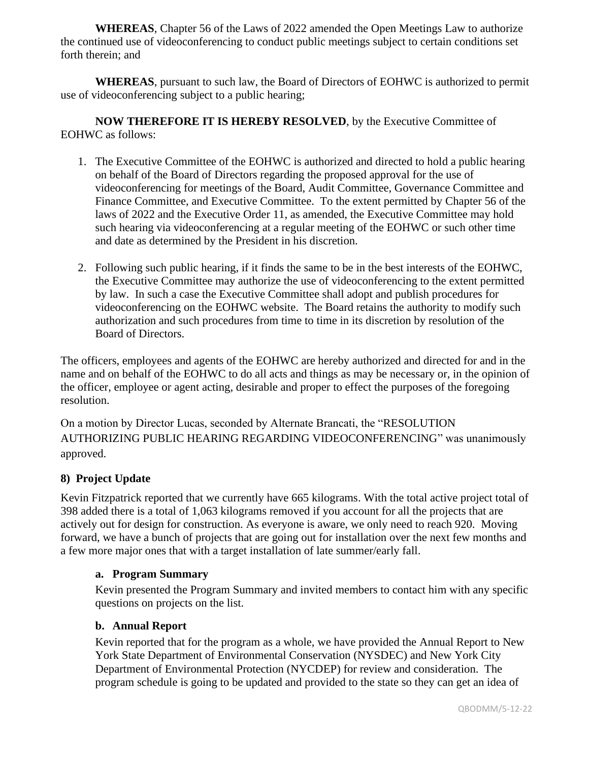**WHEREAS**, Chapter 56 of the Laws of 2022 amended the Open Meetings Law to authorize the continued use of videoconferencing to conduct public meetings subject to certain conditions set forth therein; and

**WHEREAS**, pursuant to such law, the Board of Directors of EOHWC is authorized to permit use of videoconferencing subject to a public hearing;

**NOW THEREFORE IT IS HEREBY RESOLVED**, by the Executive Committee of EOHWC as follows:

1. The Executive Committee of the EOHWC is authorized and directed to hold a public hearing on behalf of the Board of Directors regarding the proposed approval for the use of videoconferencing for meetings of the Board, Audit Committee, Governance Committee and Finance Committee, and Executive Committee. To the extent permitted by Chapter 56 of the laws of 2022 and the Executive Order 11, as amended, the Executive Committee may hold such hearing via videoconferencing at a regular meeting of the EOHWC or such other time and date as determined by the President in his discretion.

2. Following such public hearing, if it finds the same to be in the best interests of the EOHWC, the Executive Committee may authorize the use of videoconferencing to the extent permitted by law. In such a case the Executive Committee shall adopt and publish procedures for videoconferencing on the EOHWC website. The Board retains the authority to modify such authorization and such procedures from time to time in its discretion by resolution of the Board of Directors.

The officers, employees and agents of the EOHWC are hereby authorized and directed for and in the name and on behalf of the EOHWC to do all acts and things as may be necessary or, in the opinion of the officer, employee or agent acting, desirable and proper to effect the purposes of the foregoing resolution.

On a motion by Director Lucas, seconded by Alternate Brancati, the "RESOLUTION AUTHORIZING PUBLIC HEARING REGARDING VIDEOCONFERENCING" was unanimously approved.

### 8) Project Update

Kevin Fitzpatrick reported that we currently have 665 kilograms. With the total active project total of 398 added there is a total of 1,063 kilograms removed if you account for all the projects that are actively out for design for construction. As everyone is aware, we only need to reach 920. Moving forward, we have a bunch of projects that are going out for installation over the next few months and a few more major ones that with a target installation of late summer/early fall.

#### a. Program Summary

Kevin presented the Program Summary and invited members to contact him with any specific questions on projects on the list.

#### b. Annual Report

Kevin reported that for the program as a whole, we have provided the Annual Report to New York State Department of Environmental Conservation (NYSDEC) and New York City Department of Environmental Protection (NYCDEP) for review and consideration. The program schedule is going to be updated and provided to the state so they can get an idea of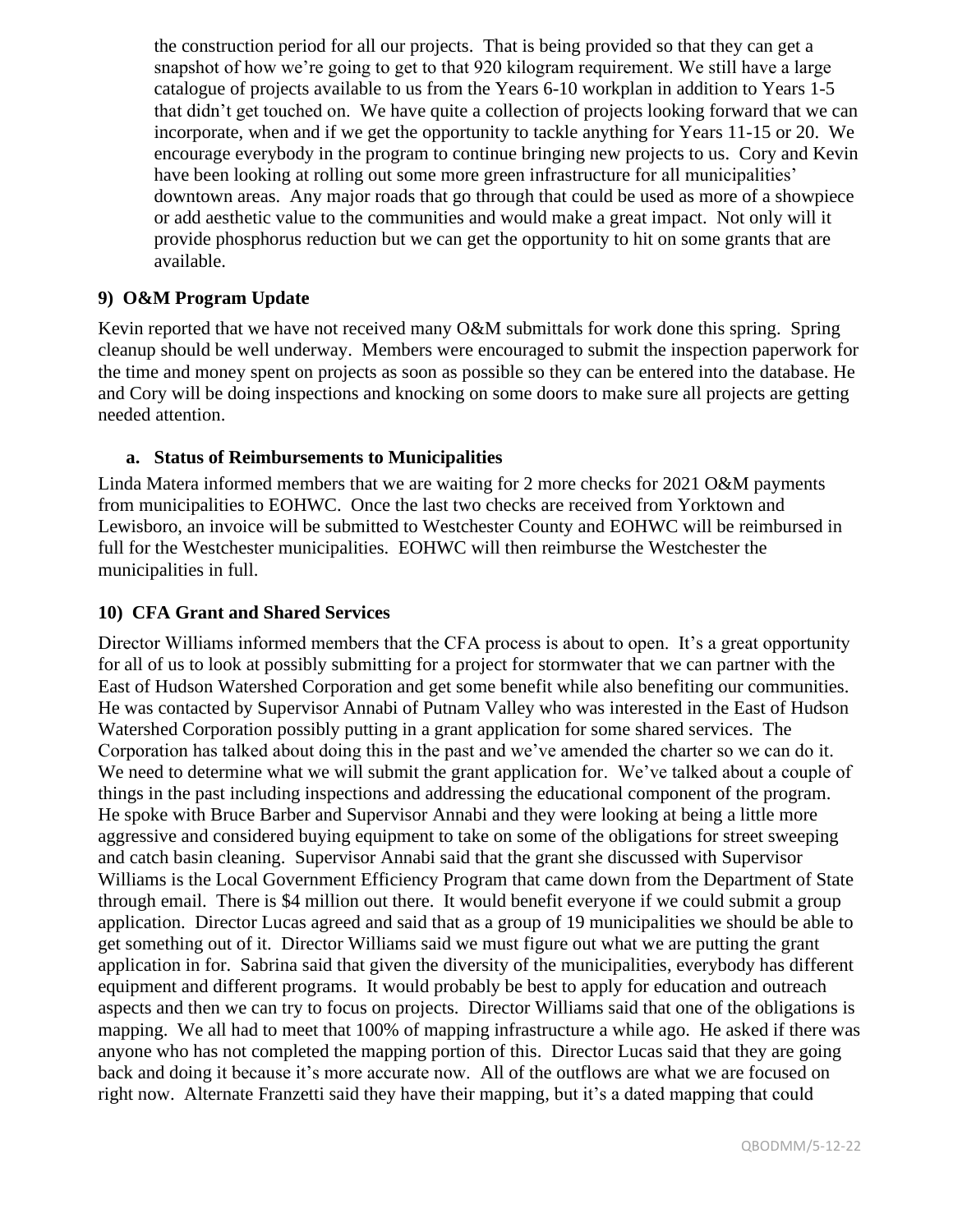the construction period for all our projects. That is being provided so that they can get a snapshot of how we're going to get to that 920 kilogram requirement. We still have a large catalogue of projects available to us from the Years 6-10 workplan in addition to Years 1-5 that didn't get touched on. We have quite a collection of projects looking forward that we can incorporate, when and if we get the opportunity to tackle anything for Years 11-15 or 20. We encourage everybody in the program to continue bringing new projects to us. Cory and Kevin have been looking at rolling out some more green infrastructure for all municipalities' downtown areas. Any major roads that go through that could be used as more of a showpiece or add aesthetic value to the communities and would make a great impact. Not only will it provide phosphorus reduction but we can get the opportunity to hit on some grants that are available.

## 9) O&M Program Update

Kevin reported that we have not received many O&M submittals for work done this spring. Spring cleanup should be well underway. Members were encouraged to submit the inspection paperwork for the time and money spent on projects as soon as possible so they can be entered into the database. He and Cory will be doing inspections and knocking on some doors to make sure all projects are getting needed attention.

### a. Status of Reimbursements to Municipalities

Linda Matera informed members that we are waiting for 2 more checks for 2021 O&M payments from municipalities to EOHWC. Once the last two checks are received from Yorktown and Lewisboro, an invoice will be submitted to Westchester County and EOHWC will be reimbursed in full for the Westchester municipalities. EOHWC will then reimburse the Westchester the municipalities in full.

## 10) CFA Grant and Shared Services

Director Williams informed members that the CFA process is about to open. It's a great opportunity for all of us to look at possibly submitting for a project for stormwater that we can partner with the East of Hudson Watershed Corporation and get some benefit while also benefiting our communities. He was contacted by Supervisor Annabi of Putnam Valley who was interested in the East of Hudson Watershed Corporation possibly putting in a grant application for some shared services. The Corporation has talked about doing this in the past and we've amended the charter so we can do it. We need to determine what we will submit the grant application for. We've talked about a couple of things in the past including inspections and addressing the educational component of the program. He spoke with Bruce Barber and Supervisor Annabi and they were looking at being a little more aggressive and considered buying equipment to take on some of the obligations for street sweeping and catch basin cleaning. Supervisor Annabi said that the grant she discussed with Supervisor Williams is the Local Government Efficiency Program that came down from the Department of State through email. There is $4 million out there. It would benefit everyone if we could submit a group application. Director Lucas agreed and said that as a group of 19 municipalities we should be able to get something out of it. Director Williams said we must figure out what we are putting the grant application in for. Sabrina said that given the diversity of the municipalities, everybody has different equipment and different programs. It would probably be best to apply for education and outreach aspects and then we can try to focus on projects. Director Williams said that one of the obligations is mapping. We all had to meet that 100% of mapping infrastructure a while ago. He asked if there was anyone who has not completed the mapping portion of this. Director Lucas said that they are going back and doing it because it's more accurate now. All of the outflows are what we are focused on right now. Alternate Franzetti said they have their mapping, but it's a dated mapping that could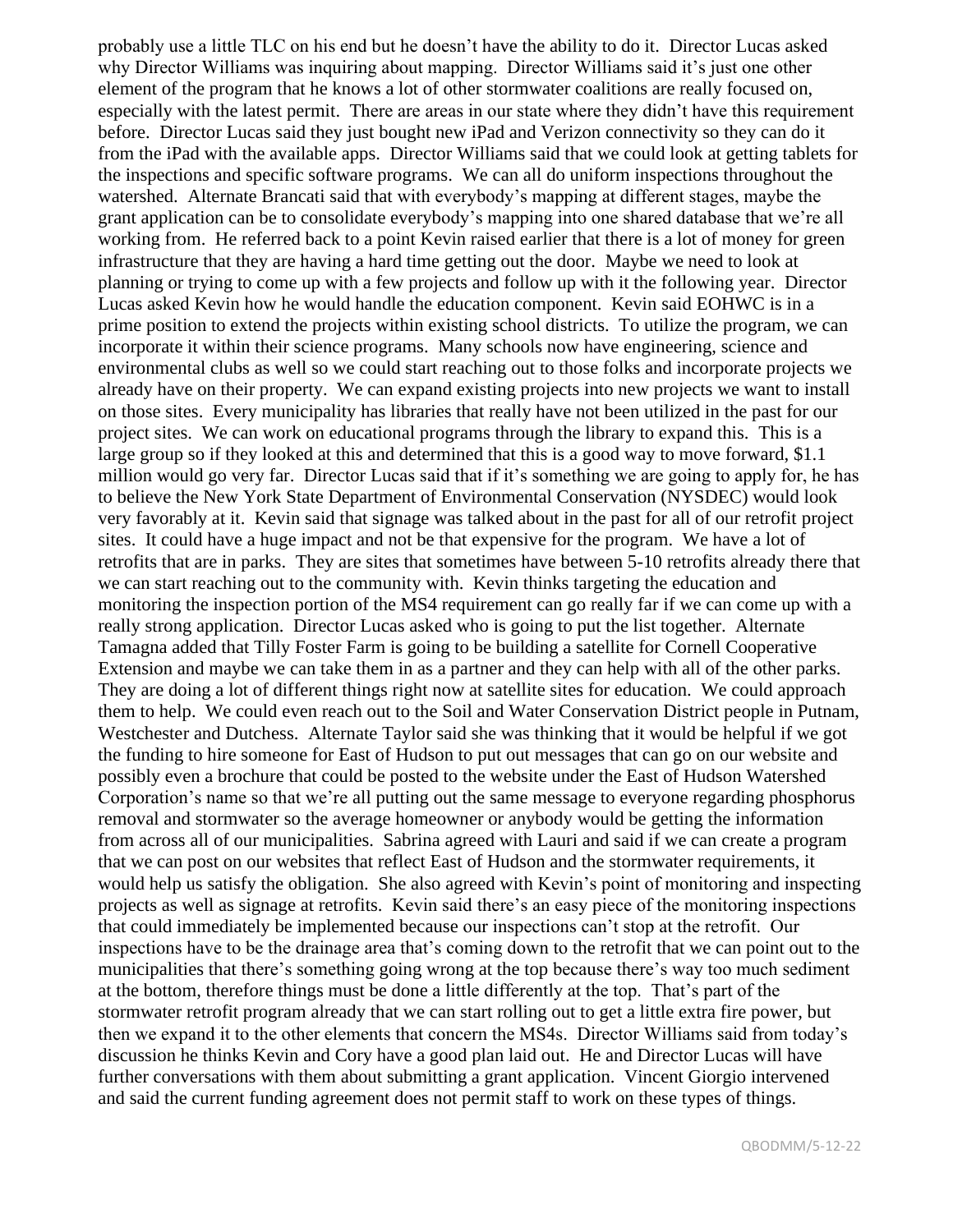probably use a little TLC on his end but he doesn't have the ability to do it. Director Lucas asked why Director Williams was inquiring about mapping. Director Williams said it's just one other element of the program that he knows a lot of other stormwater coalitions are really focused on, especially with the latest permit. There are areas in our state where they didn't have this requirement before. Director Lucas said they just bought new iPad and Verizon connectivity so they can do it from the iPad with the available apps. Director Williams said that we could look at getting tablets for the inspections and specific software programs. We can all do uniform inspections throughout the watershed. Alternate Brancati said that with everybody's mapping at different stages, maybe the grant application can be to consolidate everybody's mapping into one shared database that we're all working from. He referred back to a point Kevin raised earlier that there is a lot of money for green infrastructure that they are having a hard time getting out the door. Maybe we need to look at planning or trying to come up with a few projects and follow up with it the following year. Director Lucas asked Kevin how he would handle the education component. Kevin said EOHWC is in a prime position to extend the projects within existing school districts. To utilize the program, we can incorporate it within their science programs. Many schools now have engineering, science and environmental clubs as well so we could start reaching out to those folks and incorporate projects we already have on their property. We can expand existing projects into new projects we want to install on those sites. Every municipality has libraries that really have not been utilized in the past for our project sites. We can work on educational programs through the library to expand this. This is a large group so if they looked at this and determined that this is a good way to move forward, $1.1 million would go very far. Director Lucas said that if it's something we are going to apply for, he has to believe the New York State Department of Environmental Conservation (NYSDEC) would look very favorably at it. Kevin said that signage was talked about in the past for all of our retrofit project sites. It could have a huge impact and not be that expensive for the program. We have a lot of retrofits that are in parks. They are sites that sometimes have between 5-10 retrofits already there that we can start reaching out to the community with. Kevin thinks targeting the education and monitoring the inspection portion of the MS4 requirement can go really far if we can come up with a really strong application. Director Lucas asked who is going to put the list together. Alternate Tamagna added that Tilly Foster Farm is going to be building a satellite for Cornell Cooperative Extension and maybe we can take them in as a partner and they can help with all of the other parks. They are doing a lot of different things right now at satellite sites for education. We could approach them to help. We could even reach out to the Soil and Water Conservation District people in Putnam, Westchester and Dutchess. Alternate Taylor said she was thinking that it would be helpful if we got the funding to hire someone for East of Hudson to put out messages that can go on our website and possibly even a brochure that could be posted to the website under the East of Hudson Watershed Corporation's name so that we're all putting out the same message to everyone regarding phosphorus removal and stormwater so the average homeowner or anybody would be getting the information from across all of our municipalities. Sabrina agreed with Lauri and said if we can create a program that we can post on our websites that reflect East of Hudson and the stormwater requirements, it would help us satisfy the obligation. She also agreed with Kevin's point of monitoring and inspecting projects as well as signage at retrofits. Kevin said there's an easy piece of the monitoring inspections that could immediately be implemented because our inspections can't stop at the retrofit. Our inspections have to be the drainage area that's coming down to the retrofit that we can point out to the municipalities that there's something going wrong at the top because there's way too much sediment at the bottom, therefore things must be done a little differently at the top. That's part of the stormwater retrofit program already that we can start rolling out to get a little extra fire power, but then we expand it to the other elements that concern the MS4s. Director Williams said from today's discussion he thinks Kevin and Cory have a good plan laid out. He and Director Lucas will have further conversations with them about submitting a grant application. Vincent Giorgio intervened and said the current funding agreement does not permit staff to work on these types of things.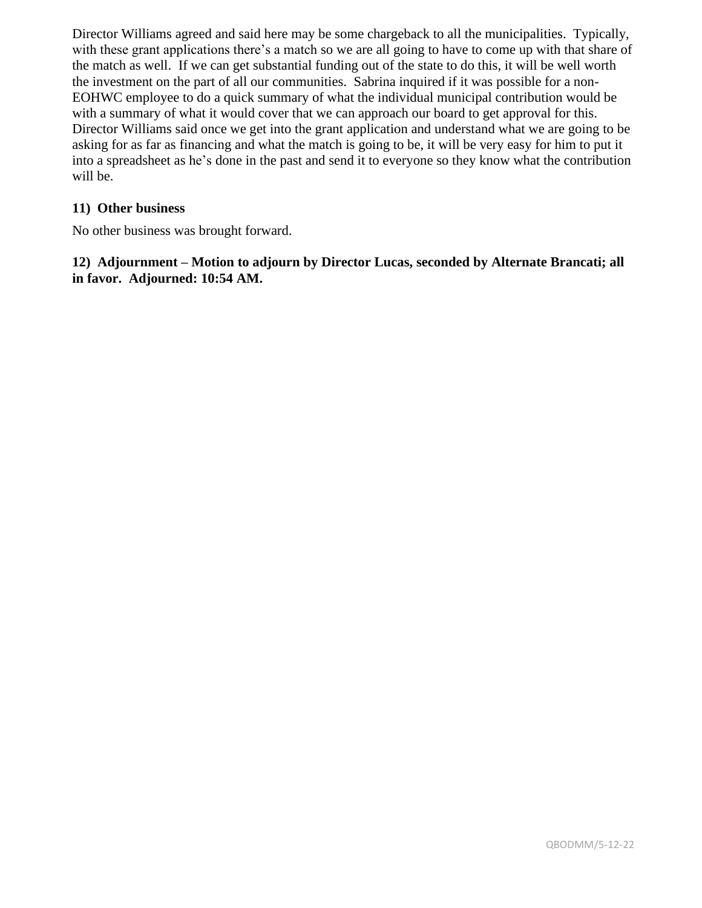Director Williams agreed and said here may be some chargeback to all the municipalities. Typically, with these grant applications there's a match so we are all going to have to come up with that share of the match as well. If we can get substantial funding out of the state to do this, it will be well worth the investment on the part of all our communities. Sabrina inquired if it was possible for a non-EOHWC employee to do a quick summary of what the individual municipal contribution would be with a summary of what it would cover that we can approach our board to get approval for this. Director Williams said once we get into the grant application and understand what we are going to be asking for as far as financing and what the match is going to be, it will be very easy for him to put it into a spreadsheet as he's done in the past and send it to everyone so they know what the contribution will be.

**11) Other business**

No other business was brought forward.

**12) Adjournment – Motion to adjourn by Director Lucas, seconded by Alternate Brancati; all in favor. Adjourned: 10:54 AM.**